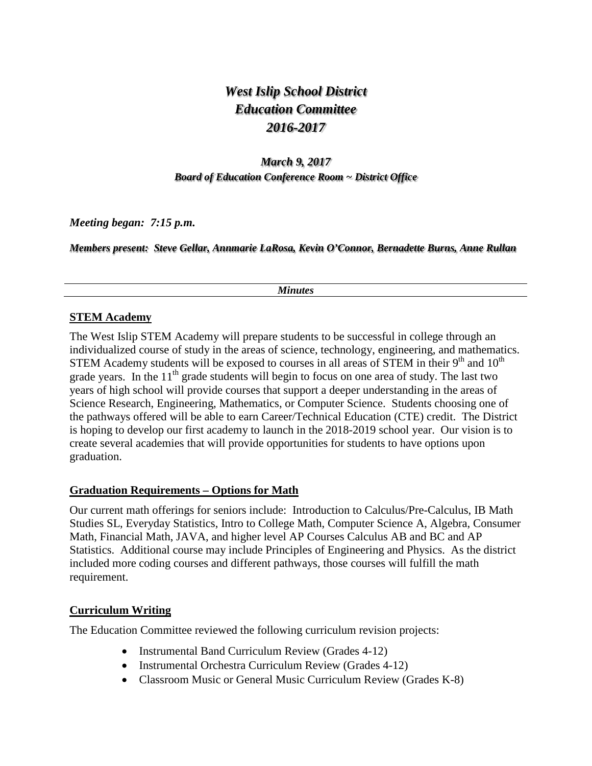# *West Islip School District*
# *Education Committee*
# *2016-2017*

### *March 9, 2017*
#### *Board of Education Conference Room ~ District Office*

***Meeting began: 7:15 p.m.***

***Members present: Steve Gellar, Annmarie LaRosa, Kevin O'Connor, Bernadette Burns, Anne Rullan***

---

***Minutes***

---

## STEM Academy

The West Islip STEM Academy will prepare students to be successful in college through an individualized course of study in the areas of science, technology, engineering, and mathematics. STEM Academy students will be exposed to courses in all areas of STEM in their 9th and 10th grade years. In the 11th grade students will begin to focus on one area of study. The last two years of high school will provide courses that support a deeper understanding in the areas of Science Research, Engineering, Mathematics, or Computer Science. Students choosing one of the pathways offered will be able to earn Career/Technical Education (CTE) credit. The District is hoping to develop our first academy to launch in the 2018-2019 school year. Our vision is to create several academies that will provide opportunities for students to have options upon graduation.

## Graduation Requirements – Options for Math

Our current math offerings for seniors include: Introduction to Calculus/Pre-Calculus, IB Math Studies SL, Everyday Statistics, Intro to College Math, Computer Science A, Algebra, Consumer Math, Financial Math, JAVA, and higher level AP Courses Calculus AB and BC and AP Statistics. Additional course may include Principles of Engineering and Physics. As the district included more coding courses and different pathways, those courses will fulfill the math requirement.

## Curriculum Writing

The Education Committee reviewed the following curriculum revision projects:

- Instrumental Band Curriculum Review (Grades 4-12)
- Instrumental Orchestra Curriculum Review (Grades 4-12)
- Classroom Music or General Music Curriculum Review (Grades K-8)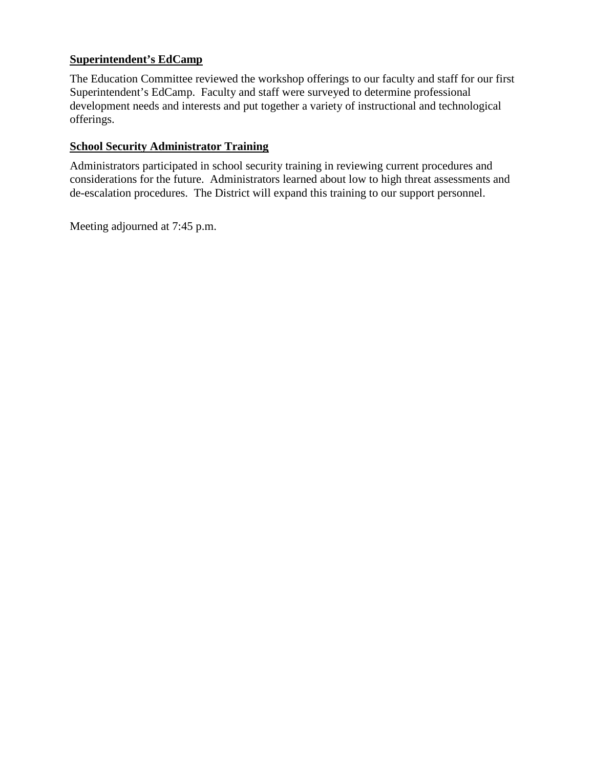**Superintendent's EdCamp**

The Education Committee reviewed the workshop offerings to our faculty and staff for our first Superintendent's EdCamp. Faculty and staff were surveyed to determine professional development needs and interests and put together a variety of instructional and technological offerings.

**School Security Administrator Training**

Administrators participated in school security training in reviewing current procedures and considerations for the future. Administrators learned about low to high threat assessments and de-escalation procedures. The District will expand this training to our support personnel.

Meeting adjourned at 7:45 p.m.